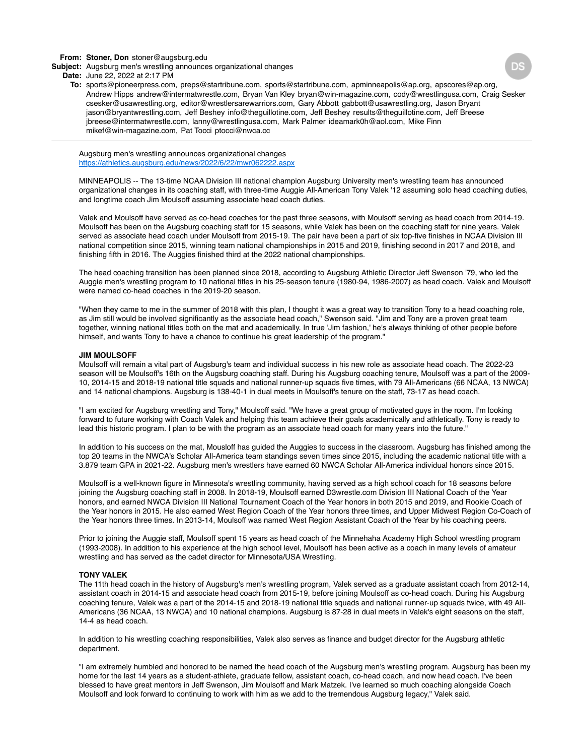**From:** **Stoner, Don** stoner@augsburg.edu
**Subject:** Augsburg men's wrestling announces organizational changes
**Date:** June 22, 2022 at 2:17 PM
**To:** sports@pioneerpress.com, preps@startribune.com, sports@startribune.com, apminneapolis@ap.org, apscores@ap.org, Andrew Hipps andrew@intermatwrestle.com, Bryan Van Kley bryan@win-magazine.com, cody@wrestlingusa.com, Craig Sesker csesker@usawrestling.org, editor@wrestlersarewarriors.com, Gary Abbott gabbott@usawrestling.org, Jason Bryant jason@bryantwrestling.com, Jeff Beshey info@theguillotine.com, Jeff Beshey results@theguillotine.com, Jeff Breese jbreese@intermatwrestle.com, lanny@wrestlingusa.com, Mark Palmer ideamark0h@aol.com, Mike Finn mikef@win-magazine.com, Pat Tocci ptocci@nwca.cc

DS

---

Augsburg men's wrestling announces organizational changes
https://athletics.augsburg.edu/news/2022/6/22/mwr062222.aspx

MINNEAPOLIS -- The 13-time NCAA Division III national champion Augsburg University men's wrestling team has announced organizational changes in its coaching staff, with three-time Auggie All-American Tony Valek '12 assuming solo head coaching duties, and longtime coach Jim Moulsoff assuming associate head coach duties.

Valek and Moulsoff have served as co-head coaches for the past three seasons, with Moulsoff serving as head coach from 2014-19. Moulsoff has been on the Augsburg coaching staff for 15 seasons, while Valek has been on the coaching staff for nine years. Valek served as associate head coach under Moulsoff from 2015-19. The pair have been a part of six top-five finishes in NCAA Division III national competition since 2015, winning team national championships in 2015 and 2019, finishing second in 2017 and 2018, and finishing fifth in 2016. The Auggies finished third at the 2022 national championships.

The head coaching transition has been planned since 2018, according to Augsburg Athletic Director Jeff Swenson '79, who led the Auggie men's wrestling program to 10 national titles in his 25-season tenure (1980-94, 1986-2007) as head coach. Valek and Moulsoff were named co-head coaches in the 2019-20 season.

"When they came to me in the summer of 2018 with this plan, I thought it was a great way to transition Tony to a head coaching role, as Jim still would be involved significantly as the associate head coach," Swenson said. "Jim and Tony are a proven great team together, winning national titles both on the mat and academically. In true 'Jim fashion,' he's always thinking of other people before himself, and wants Tony to have a chance to continue his great leadership of the program."

**JIM MOULSOFF**
Moulsoff will remain a vital part of Augsburg's team and individual success in his new role as associate head coach. The 2022-23 season will be Moulsoff's 16th on the Augsburg coaching staff. During his Augsburg coaching tenure, Moulsoff was a part of the 2009-10, 2014-15 and 2018-19 national title squads and national runner-up squads five times, with 79 All-Americans (66 NCAA, 13 NWCA) and 14 national champions. Augsburg is 138-40-1 in dual meets in Moulsoff's tenure on the staff, 73-17 as head coach.

"I am excited for Augsburg wrestling and Tony," Moulsoff said. "We have a great group of motivated guys in the room. I'm looking forward to future working with Coach Valek and helping this team achieve their goals academically and athletically. Tony is ready to lead this historic program. I plan to be with the program as an associate head coach for many years into the future."

In addition to his success on the mat, Mousloff has guided the Auggies to success in the classroom. Augsburg has finished among the top 20 teams in the NWCA's Scholar All-America team standings seven times since 2015, including the academic national title with a 3.879 team GPA in 2021-22. Augsburg men's wrestlers have earned 60 NWCA Scholar All-America individual honors since 2015.

Moulsoff is a well-known figure in Minnesota's wrestling community, having served as a high school coach for 18 seasons before joining the Augsburg coaching staff in 2008. In 2018-19, Moulsoff earned D3wrestle.com Division III National Coach of the Year honors, and earned NWCA Division III National Tournament Coach of the Year honors in both 2015 and 2019, and Rookie Coach of the Year honors in 2015. He also earned West Region Coach of the Year honors three times, and Upper Midwest Region Co-Coach of the Year honors three times. In 2013-14, Moulsoff was named West Region Assistant Coach of the Year by his coaching peers.

Prior to joining the Auggie staff, Moulsoff spent 15 years as head coach of the Minnehaha Academy High School wrestling program (1993-2008). In addition to his experience at the high school level, Moulsoff has been active as a coach in many levels of amateur wrestling and has served as the cadet director for Minnesota/USA Wrestling.

**TONY VALEK**
The 11th head coach in the history of Augsburg's men's wrestling program, Valek served as a graduate assistant coach from 2012-14, assistant coach in 2014-15 and associate head coach from 2015-19, before joining Moulsoff as co-head coach. During his Augsburg coaching tenure, Valek was a part of the 2014-15 and 2018-19 national title squads and national runner-up squads twice, with 49 All-Americans (36 NCAA, 13 NWCA) and 10 national champions. Augsburg is 87-28 in dual meets in Valek's eight seasons on the staff, 14-4 as head coach.

In addition to his wrestling coaching responsibilities, Valek also serves as finance and budget director for the Augsburg athletic department.

"I am extremely humbled and honored to be named the head coach of the Augsburg men's wrestling program. Augsburg has been my home for the last 14 years as a student-athlete, graduate fellow, assistant coach, co-head coach, and now head coach. I've been blessed to have great mentors in Jeff Swenson, Jim Moulsoff and Mark Matzek. I've learned so much coaching alongside Coach Moulsoff and look forward to continuing to work with him as we add to the tremendous Augsburg legacy," Valek said.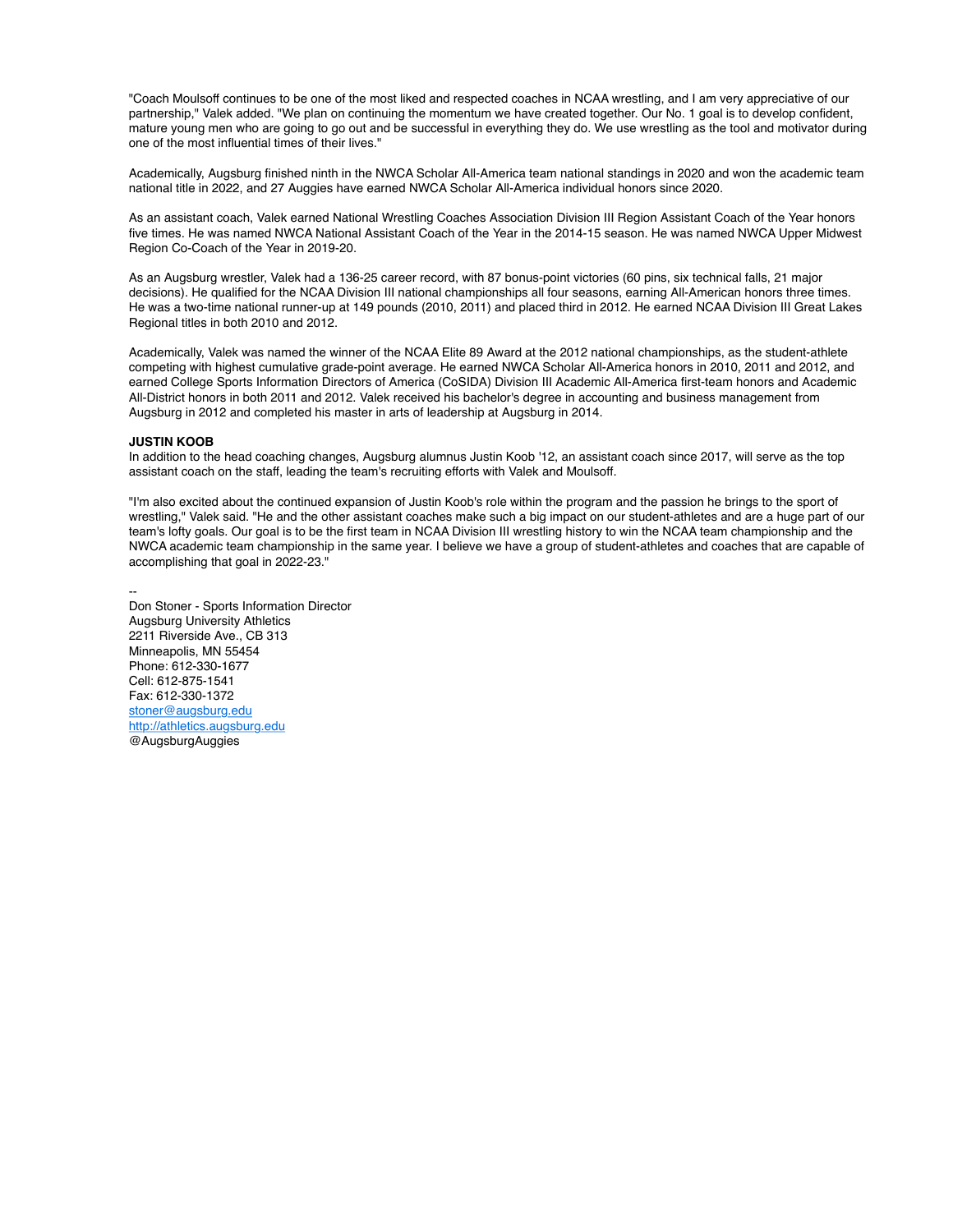"Coach Moulsoff continues to be one of the most liked and respected coaches in NCAA wrestling, and I am very appreciative of our partnership," Valek added. "We plan on continuing the momentum we have created together. Our No. 1 goal is to develop confident, mature young men who are going to go out and be successful in everything they do. We use wrestling as the tool and motivator during one of the most influential times of their lives."

Academically, Augsburg finished ninth in the NWCA Scholar All-America team national standings in 2020 and won the academic team national title in 2022, and 27 Auggies have earned NWCA Scholar All-America individual honors since 2020.

As an assistant coach, Valek earned National Wrestling Coaches Association Division III Region Assistant Coach of the Year honors five times. He was named NWCA National Assistant Coach of the Year in the 2014-15 season. He was named NWCA Upper Midwest Region Co-Coach of the Year in 2019-20.

As an Augsburg wrestler, Valek had a 136-25 career record, with 87 bonus-point victories (60 pins, six technical falls, 21 major decisions). He qualified for the NCAA Division III national championships all four seasons, earning All-American honors three times. He was a two-time national runner-up at 149 pounds (2010, 2011) and placed third in 2012. He earned NCAA Division III Great Lakes Regional titles in both 2010 and 2012.

Academically, Valek was named the winner of the NCAA Elite 89 Award at the 2012 national championships, as the student-athlete competing with highest cumulative grade-point average. He earned NWCA Scholar All-America honors in 2010, 2011 and 2012, and earned College Sports Information Directors of America (CoSIDA) Division III Academic All-America first-team honors and Academic All-District honors in both 2011 and 2012. Valek received his bachelor's degree in accounting and business management from Augsburg in 2012 and completed his master in arts of leadership at Augsburg in 2014.

**JUSTIN KOOB**

In addition to the head coaching changes, Augsburg alumnus Justin Koob '12, an assistant coach since 2017, will serve as the top assistant coach on the staff, leading the team's recruiting efforts with Valek and Moulsoff.

"I'm also excited about the continued expansion of Justin Koob's role within the program and the passion he brings to the sport of wrestling," Valek said. "He and the other assistant coaches make such a big impact on our student-athletes and are a huge part of our team's lofty goals. Our goal is to be the first team in NCAA Division III wrestling history to win the NCAA team championship and the NWCA academic team championship in the same year. I believe we have a group of student-athletes and coaches that are capable of accomplishing that goal in 2022-23."

--
Don Stoner - Sports Information Director
Augsburg University Athletics
2211 Riverside Ave., CB 313
Minneapolis, MN 55454
Phone: 612-330-1677
Cell: 612-875-1541
Fax: 612-330-1372
stoner@augsburg.edu
http://athletics.augsburg.edu
@AugsburgAuggies